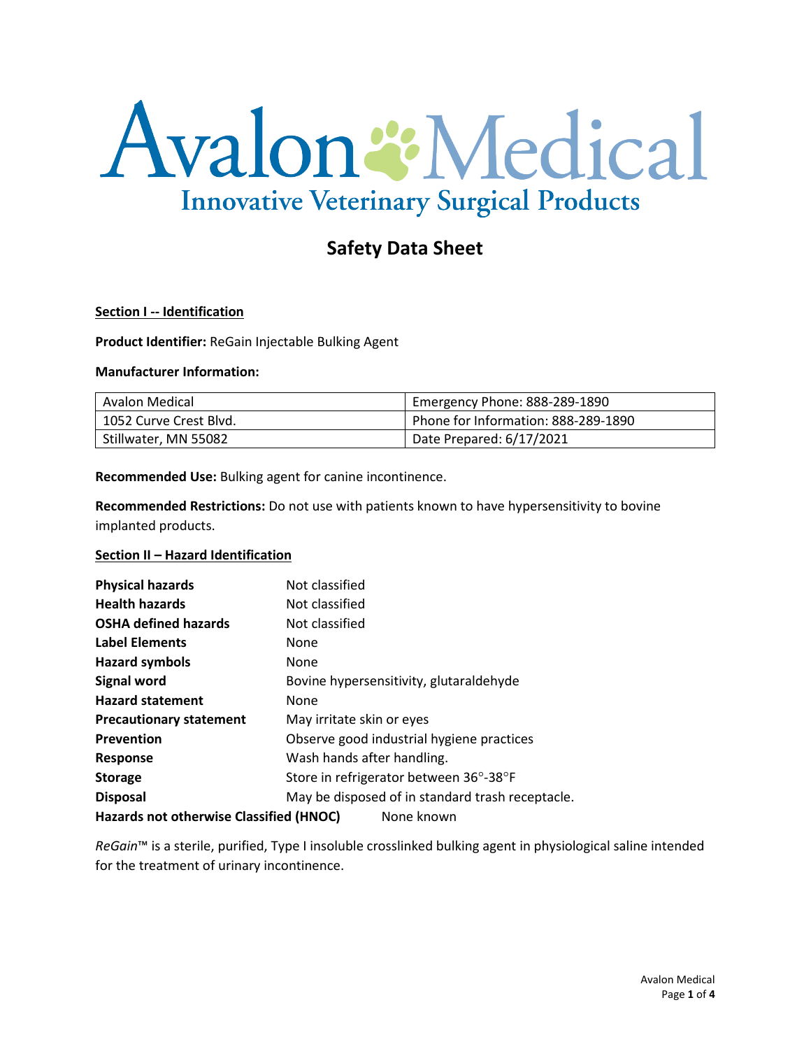# Avalon Medical

Innovative Veterinary Surgical Products

## Safety Data Sheet

**Section I -- Identification**

**Product Identifier:** ReGain Injectable Bulking Agent

**Manufacturer Information:**

| Avalon Medical | Emergency Phone: 888-289-1890 |
|---|---|
| 1052 Curve Crest Blvd. | Phone for Information: 888-289-1890 |
| Stillwater, MN 55082 | Date Prepared: 6/17/2021 |

**Recommended Use:** Bulking agent for canine incontinence.

**Recommended Restrictions:** Do not use with patients known to have hypersensitivity to bovine implanted products.

**Section II – Hazard Identification**

| | |
|---|---|
| **Physical hazards** | Not classified |
| **Health hazards** | Not classified |
| **OSHA defined hazards** | Not classified |
| **Label Elements** | None |
| **Hazard symbols** | None |
| **Signal word** | Bovine hypersensitivity, glutaraldehyde |
| **Hazard statement** | None |
| **Precautionary statement** | May irritate skin or eyes |
| **Prevention** | Observe good industrial hygiene practices |
| **Response** | Wash hands after handling. |
| **Storage** | Store in refrigerator between 36°-38°F |
| **Disposal** | May be disposed of in standard trash receptacle. |
| **Hazards not otherwise Classified (HNOC)** | None known |

*ReGain*™ is a sterile, purified, Type I insoluble crosslinked bulking agent in physiological saline intended for the treatment of urinary incontinence.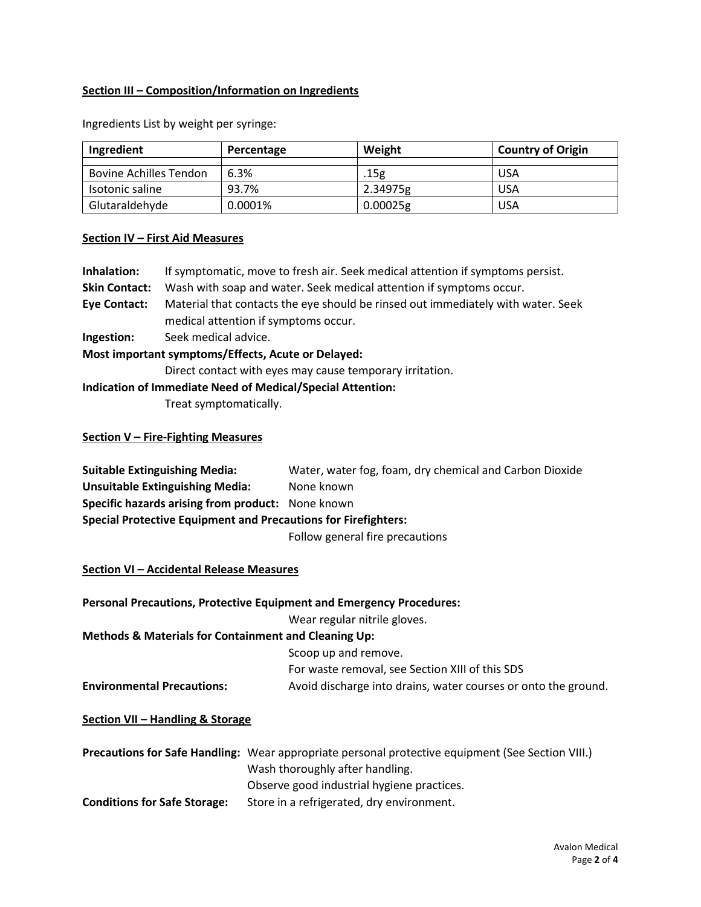## Section III – Composition/Information on Ingredients

Ingredients List by weight per syringe:

| Ingredient | Percentage | Weight | Country of Origin |
|---|---|---|---|
| Bovine Achilles Tendon | 6.3% | .15g | USA |
| Isotonic saline | 93.7% | 2.34975g | USA |
| Glutaraldehyde | 0.0001% | 0.00025g | USA |

## Section IV – First Aid Measures

**Inhalation:** If symptomatic, move to fresh air. Seek medical attention if symptoms persist.

**Skin Contact:** Wash with soap and water. Seek medical attention if symptoms occur.

**Eye Contact:** Material that contacts the eye should be rinsed out immediately with water. Seek medical attention if symptoms occur.

**Ingestion:** Seek medical advice.

**Most important symptoms/Effects, Acute or Delayed:**

Direct contact with eyes may cause temporary irritation.

**Indication of Immediate Need of Medical/Special Attention:**

Treat symptomatically.

## Section V – Fire-Fighting Measures

**Suitable Extinguishing Media:** Water, water fog, foam, dry chemical and Carbon Dioxide

**Unsuitable Extinguishing Media:** None known

**Specific hazards arising from product:** None known

**Special Protective Equipment and Precautions for Firefighters:**

Follow general fire precautions

## Section VI – Accidental Release Measures

**Personal Precautions, Protective Equipment and Emergency Procedures:**

Wear regular nitrile gloves.

**Methods & Materials for Containment and Cleaning Up:**

Scoop up and remove.

For waste removal, see Section XIII of this SDS

**Environmental Precautions:** Avoid discharge into drains, water courses or onto the ground.

## Section VII – Handling & Storage

**Precautions for Safe Handling:** Wear appropriate personal protective equipment (See Section VIII.)

Wash thoroughly after handling.

Observe good industrial hygiene practices.

**Conditions for Safe Storage:** Store in a refrigerated, dry environment.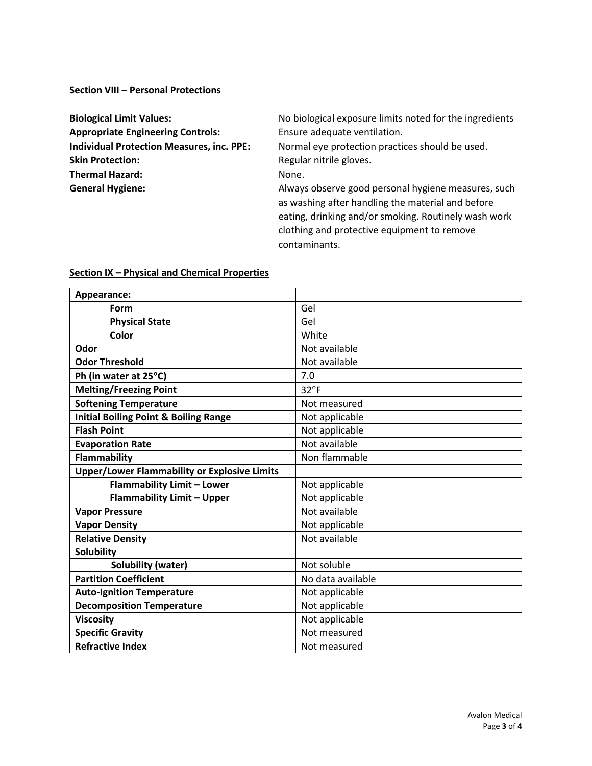## Section VIII – Personal Protections

**Biological Limit Values:** No biological exposure limits noted for the ingredients

**Appropriate Engineering Controls:** Ensure adequate ventilation.

**Individual Protection Measures, inc. PPE:** Normal eye protection practices should be used.

**Skin Protection:** Regular nitrile gloves.

**Thermal Hazard:** None.

**General Hygiene:** Always observe good personal hygiene measures, such as washing after handling the material and before eating, drinking and/or smoking. Routinely wash work clothing and protective equipment to remove contaminants.

## Section IX – Physical and Chemical Properties

| **Appearance:** | |
|---|---|
| **Form** | Gel |
| **Physical State** | Gel |
| **Color** | White |
| **Odor** | Not available |
| **Odor Threshold** | Not available |
| **Ph (in water at 25°C)** | 7.0 |
| **Melting/Freezing Point** | 32°F |
| **Softening Temperature** | Not measured |
| **Initial Boiling Point & Boiling Range** | Not applicable |
| **Flash Point** | Not applicable |
| **Evaporation Rate** | Not available |
| **Flammability** | Non flammable |
| **Upper/Lower Flammability or Explosive Limits** | |
| **Flammability Limit – Lower** | Not applicable |
| **Flammability Limit – Upper** | Not applicable |
| **Vapor Pressure** | Not available |
| **Vapor Density** | Not applicable |
| **Relative Density** | Not available |
| **Solubility** | |
| **Solubility (water)** | Not soluble |
| **Partition Coefficient** | No data available |
| **Auto-Ignition Temperature** | Not applicable |
| **Decomposition Temperature** | Not applicable |
| **Viscosity** | Not applicable |
| **Specific Gravity** | Not measured |
| **Refractive Index** | Not measured |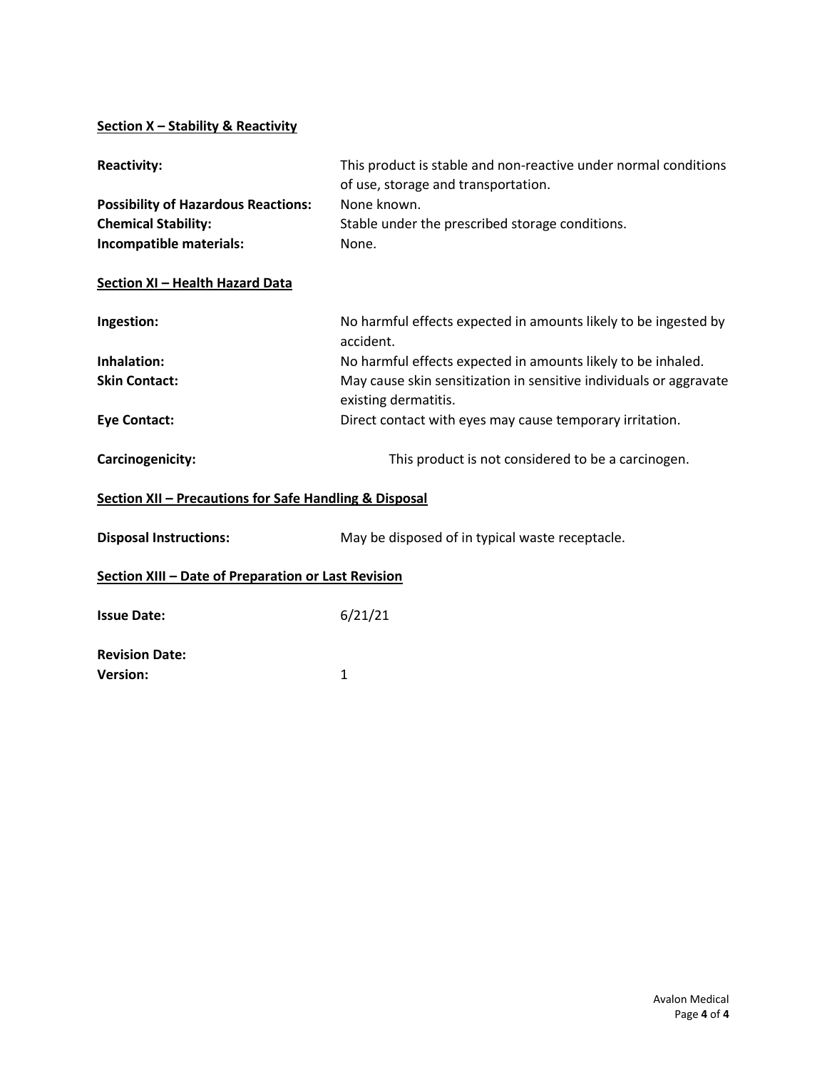## Section X – Stability & Reactivity

**Reactivity:** This product is stable and non-reactive under normal conditions of use, storage and transportation.

**Possibility of Hazardous Reactions:** None known.

**Chemical Stability:** Stable under the prescribed storage conditions.

**Incompatible materials:** None.

## Section XI – Health Hazard Data

**Ingestion:** No harmful effects expected in amounts likely to be ingested by accident.

**Inhalation:** No harmful effects expected in amounts likely to be inhaled.

**Skin Contact:** May cause skin sensitization in sensitive individuals or aggravate existing dermatitis.

**Eye Contact:** Direct contact with eyes may cause temporary irritation.

**Carcinogenicity:** This product is not considered to be a carcinogen.

## Section XII – Precautions for Safe Handling & Disposal

**Disposal Instructions:** May be disposed of in typical waste receptacle.

## Section XIII – Date of Preparation or Last Revision

**Issue Date:** 6/21/21

**Revision Date:**

**Version:** 1